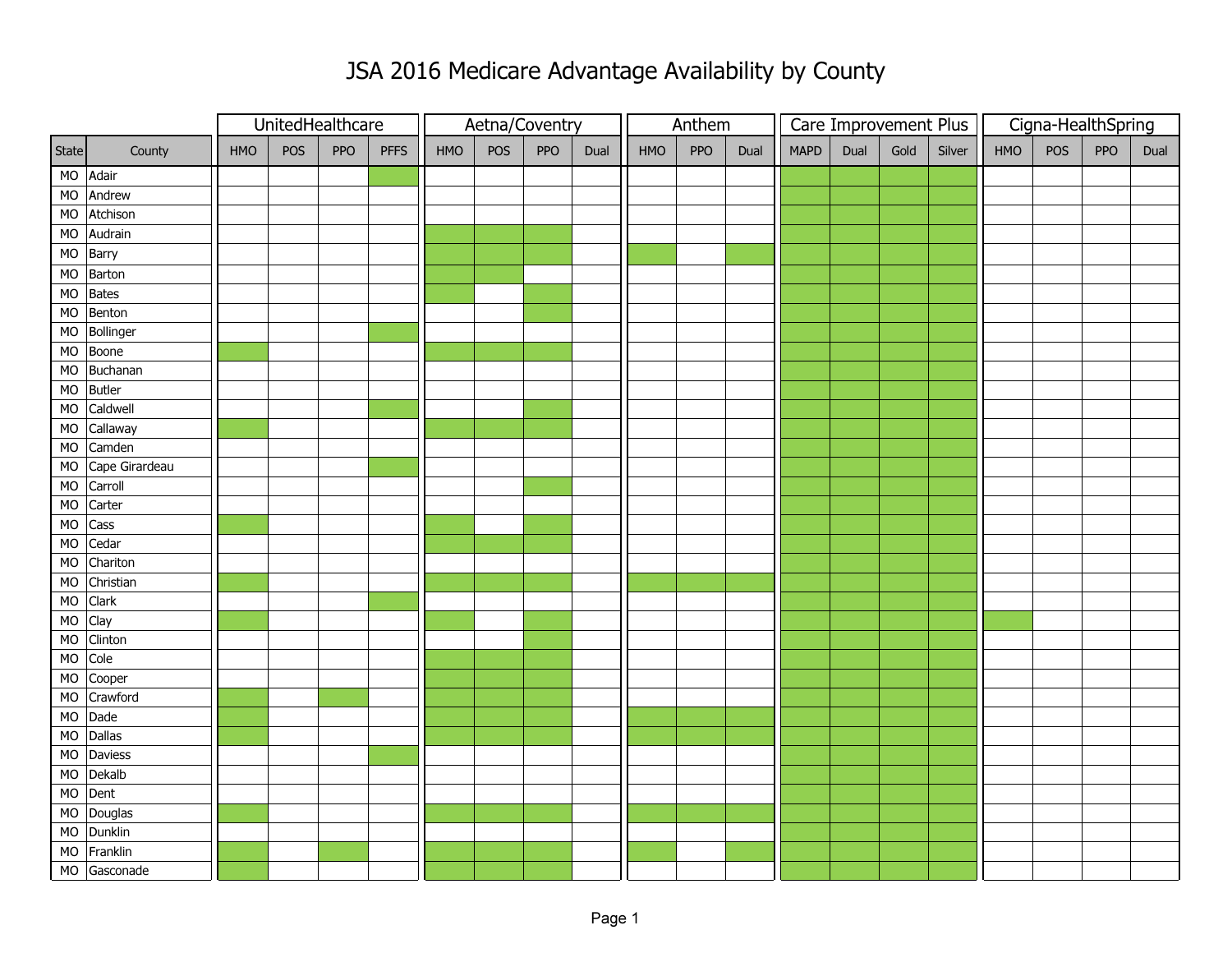# JSA 2016 Medicare Advantage Availability by County

Note: In the original, plan availability is indicated by shaded cells; shaded cells are marked "X" below.

| | | UnitedHealthcare | | | | Aetna/Coventry | | | | Anthem | | | Care Improvement Plus | | | | Cigna-HealthSpring | | | |
|---|---|---|---|---|---|---|---|---|---|---|---|---|---|---|---|---|---|---|---|---|
| State | County | HMO | POS | PPO | PFFS | HMO | POS | PPO | Dual | HMO | PPO | Dual | MAPD | Dual | Gold | Silver | HMO | POS | PPO | Dual |
| MO | Adair | | | | X | | | | | | | | X | X | X | X | | | | |
| MO | Andrew | | | | | | | | | | | | X | X | X | X | | | | |
| MO | Atchison | | | | | | | | | | | | X | X | X | X | | | | |
| MO | Audrain | | | | | X | X | X | | | | | X | X | X | X | | | | |
| MO | Barry | | | | | X | X | X | | X | | X | X | X | X | X | | | | |
| MO | Barton | | | | | X | X | | | | | | X | X | X | X | | | | |
| MO | Bates | | | | | X | | X | | | | | X | X | X | X | | | | |
| MO | Benton | | | | | | | X | | | | | X | X | X | X | | | | |
| MO | Bollinger | | | | X | | | | | | | | X | X | X | X | | | | |
| MO | Boone | X | | | | X | X | X | | | | | X | X | X | X | | | | |
| MO | Buchanan | | | | | | | | | | | | X | X | X | X | | | | |
| MO | Butler | | | | | | | | | | | | X | X | X | X | | | | |
| MO | Caldwell | | | | X | | | X | | | | | X | X | X | X | | | | |
| MO | Callaway | X | | | | X | X | X | | | | | X | X | X | X | | | | |
| MO | Camden | | | | | | | | | | | | X | X | X | X | | | | |
| MO | Cape Girardeau | | | | X | | | | | | | | X | X | X | X | | | | |
| MO | Carroll | | | | | | | X | | | | | X | X | X | X | | | | |
| MO | Carter | | | | | | | | | | | | X | X | X | X | | | | |
| MO | Cass | X | | | | X | | X | | | | | X | X | X | X | | | | |
| MO | Cedar | | | | | X | X | X | | | | | X | X | X | X | | | | |
| MO | Chariton | | | | | | | | | | | | X | X | X | X | | | | |
| MO | Christian | X | | | | X | X | X | | X | X | X | X | X | X | X | | | | |
| MO | Clark | | | | X | | | | | | | | X | X | X | X | | | | |
| MO | Clay | X | | | | X | | X | | | | | X | X | X | X | X | | | |
| MO | Clinton | | | | | | | X | | | | | X | X | X | X | | | | |
| MO | Cole | | | | | X | X | X | | | | | X | X | X | X | | | | |
| MO | Cooper | | | | | X | X | X | | | | | X | X | X | X | | | | |
| MO | Crawford | X | | X | | X | X | X | | | | | X | X | X | X | | | | |
| MO | Dade | X | | | | X | X | X | | X | X | X | X | X | X | X | | | | |
| MO | Dallas | X | | | | X | X | X | | X | X | X | X | X | X | X | | | | |
| MO | Daviess | | | | X | | | | | | | | X | X | X | X | | | | |
| MO | Dekalb | | | | | | | | | | | | X | X | X | X | | | | |
| MO | Dent | | | | | | | | | | | | X | X | X | X | | | | |
| MO | Douglas | X | | | | X | X | X | | X | X | X | X | X | X | X | | | | |
| MO | Dunklin | | | | | | | | | | | | X | X | X | X | | | | |
| MO | Franklin | X | | X | | X | X | X | | X | | X | X | X | X | X | | | | |
| MO | Gasconade | X | | | | X | X | X | | | | | X | X | X | X | | | | |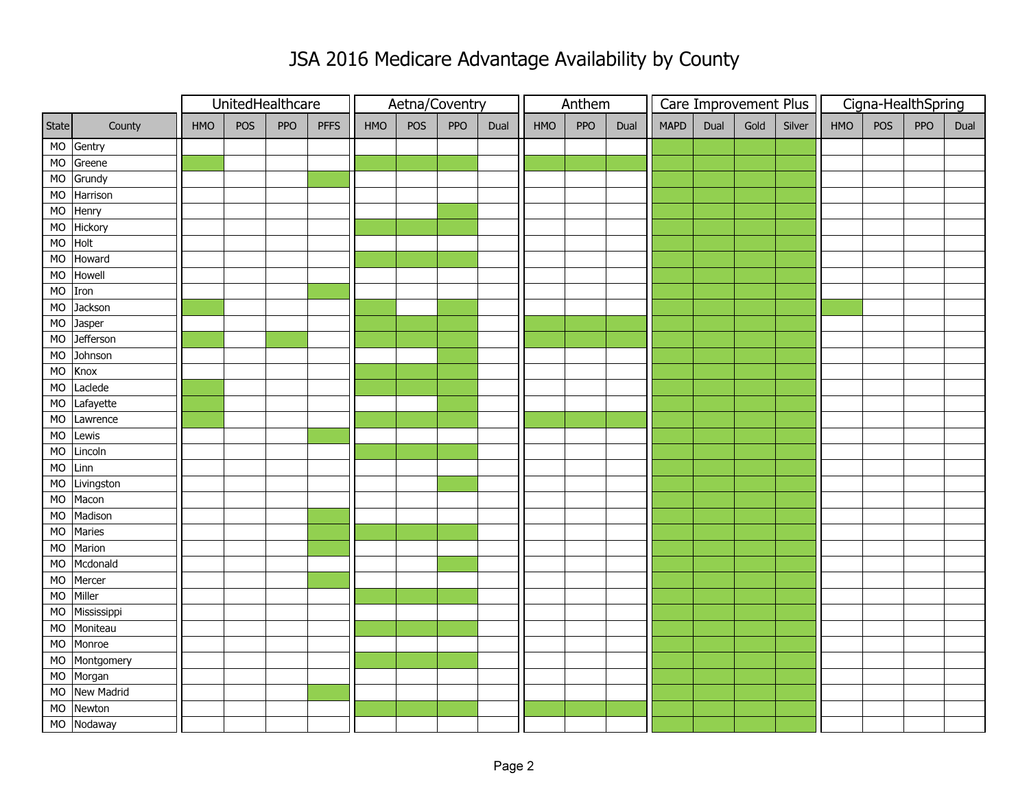# JSA 2016 Medicare Advantage Availability by County

Green-shaded cells in the original chart are shown as "X".

| | | UnitedHealthcare | | | | Aetna/Coventry | | | | Anthem | | | Care Improvement Plus | | | | Cigna-HealthSpring | | | |
|---|---|---|---|---|---|---|---|---|---|---|---|---|---|---|---|---|---|---|---|---|
| State | County | HMO | POS | PPO | PFFS | HMO | POS | PPO | Dual | HMO | PPO | Dual | MAPD | Dual | Gold | Silver | HMO | POS | PPO | Dual |
| MO | Gentry | | | | | | | | | | | | X | X | X | X | | | | |
| MO | Greene | X | | | | X | X | X | | X | X | X | X | X | X | X | | | | |
| MO | Grundy | | | | X | | | | | | | | X | X | X | X | | | | |
| MO | Harrison | | | | | | | | | | | | X | X | X | X | | | | |
| MO | Henry | | | | | | | X | | | | | X | X | X | X | | | | |
| MO | Hickory | | | | | X | X | X | | | | | X | X | X | X | | | | |
| MO | Holt | | | | | | | | | | | | X | X | X | X | | | | |
| MO | Howard | | | | | X | X | X | | | | | X | X | X | X | | | | |
| MO | Howell | | | | | | | | | | | | X | X | X | X | | | | |
| MO | Iron | | | | X | | | | | | | | X | X | X | X | | | | |
| MO | Jackson | X | | | | X | | X | | | | | X | X | X | X | X | | | |
| MO | Jasper | | | | | X | X | X | | X | X | X | X | X | X | X | | | | |
| MO | Jefferson | X | | X | | X | X | X | | X | X | X | X | X | X | X | | | | |
| MO | Johnson | | | | | | | X | | | | | X | X | X | X | | | | |
| MO | Knox | | | | | X | X | X | | | | | X | X | X | X | | | | |
| MO | Laclede | X | | | | X | X | X | | | | | X | X | X | X | | | | |
| MO | Lafayette | X | | | | | | X | | | | | X | X | X | X | | | | |
| MO | Lawrence | X | | | | X | X | X | | X | X | X | X | X | X | X | | | | |
| MO | Lewis | | | | X | | | | | | | | X | X | X | X | | | | |
| MO | Lincoln | | | | | X | X | X | | | | | X | X | X | X | | | | |
| MO | Linn | | | | | | | | | | | | X | X | X | X | | | | |
| MO | Livingston | | | | | | | X | | | | | X | X | X | X | | | | |
| MO | Macon | | | | | | | | | | | | X | X | X | X | | | | |
| MO | Madison | | | | X | | | | | | | | X | X | X | X | | | | |
| MO | Maries | | | | X | X | X | X | | | | | X | X | X | X | | | | |
| MO | Marion | | | | X | | | | | | | | X | X | X | X | | | | |
| MO | Mcdonald | | | | | | | X | | | | | X | X | X | X | | | | |
| MO | Mercer | | | | X | | | | | | | | X | X | X | X | | | | |
| MO | Miller | | | | | X | X | X | | | | | X | X | X | X | | | | |
| MO | Mississippi | | | | | | | | | | | | X | X | X | X | | | | |
| MO | Moniteau | | | | | X | X | X | | | | | X | X | X | X | | | | |
| MO | Monroe | | | | | | | | | | | | X | X | X | X | | | | |
| MO | Montgomery | | | | | X | X | X | | | | | X | X | X | X | | | | |
| MO | Morgan | | | | | | | | | | | | X | X | X | X | | | | |
| MO | New Madrid | | | | X | | | | | | | | X | X | X | X | | | | |
| MO | Newton | | | | | X | X | X | | X | X | X | X | X | X | X | | | | |
| MO | Nodaway | | | | | | | | | | | | X | X | X | X | | | | |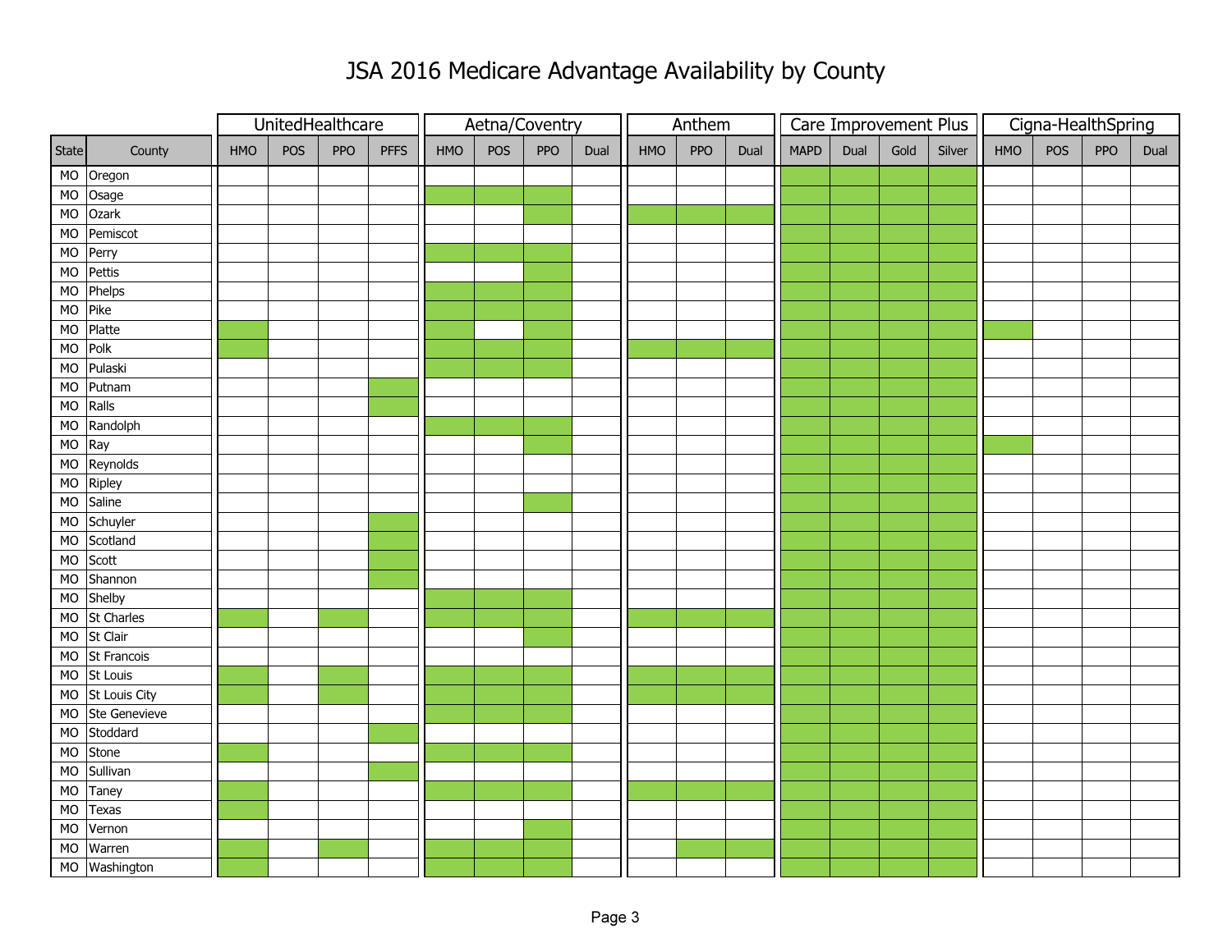# JSA 2016 Medicare Advantage Availability by County

Note: "X" marks a green-shaded cell.

| | | UnitedHealthcare | | | | Aetna/Coventry | | | | Anthem | | | Care Improvement Plus | | | | Cigna-HealthSpring | | | |
|---|---|---|---|---|---|---|---|---|---|---|---|---|---|---|---|---|---|---|---|---|
| State | County | HMO | POS | PPO | PFFS | HMO | POS | PPO | Dual | HMO | PPO | Dual | MAPD | Dual | Gold | Silver | HMO | POS | PPO | Dual |
| MO | Oregon | | | | | | | | | | | | X | X | X | X | | | | |
| MO | Osage | | | | | X | X | X | | | | | X | X | X | X | | | | |
| MO | Ozark | | | | | | | X | | X | X | X | X | X | X | X | | | | |
| MO | Pemiscot | | | | | | | | | | | | X | X | X | X | | | | |
| MO | Perry | | | | | X | X | X | | | | | X | X | X | X | | | | |
| MO | Pettis | | | | | | | X | | | | | X | X | X | X | | | | |
| MO | Phelps | | | | | X | X | X | | | | | X | X | X | X | | | | |
| MO | Pike | | | | | X | X | X | | | | | X | X | X | X | | | | |
| MO | Platte | X | | | | X | | X | | | | | X | X | X | X | X | | | |
| MO | Polk | X | | | | X | X | X | | X | X | X | X | X | X | X | | | | |
| MO | Pulaski | | | | | X | X | X | | | | | X | X | X | X | | | | |
| MO | Putnam | | | | X | | | | | | | | X | X | X | X | | | | |
| MO | Ralls | | | | X | | | | | | | | X | X | X | X | | | | |
| MO | Randolph | | | | | X | X | X | | | | | X | X | X | X | | | | |
| MO | Ray | | | | | | | X | | | | | X | X | X | X | X | | | |
| MO | Reynolds | | | | | | | | | | | | X | X | X | X | | | | |
| MO | Ripley | | | | | | | | | | | | X | X | X | X | | | | |
| MO | Saline | | | | | | | X | | | | | X | X | X | X | | | | |
| MO | Schuyler | | | | X | | | | | | | | X | X | X | X | | | | |
| MO | Scotland | | | | X | | | | | | | | X | X | X | X | | | | |
| MO | Scott | | | | X | | | | | | | | X | X | X | X | | | | |
| MO | Shannon | | | | X | | | | | | | | X | X | X | X | | | | |
| MO | Shelby | | | | | X | X | X | | | | | X | X | X | X | | | | |
| MO | St Charles | X | | X | | X | X | X | | X | X | X | X | X | X | X | | | | |
| MO | St Clair | | | | | | | X | | | | | X | X | X | X | | | | |
| MO | St Francois | | | | | | | | | | | | X | X | X | X | | | | |
| MO | St Louis | X | | X | | X | X | X | | X | X | X | X | X | X | X | | | | |
| MO | St Louis City | X | | X | | X | X | X | | X | X | X | X | X | X | X | | | | |
| MO | Ste Genevieve | | | | | X | X | X | | | | | X | X | X | X | | | | |
| MO | Stoddard | | | | X | | | | | | | | X | X | X | X | | | | |
| MO | Stone | X | | | | X | X | X | | | | | X | X | X | X | | | | |
| MO | Sullivan | | | | X | | | | | | | | X | X | X | X | | | | |
| MO | Taney | X | | | | X | X | X | | X | X | X | X | X | X | X | | | | |
| MO | Texas | X | | | | | | | | | | | X | X | X | X | | | | |
| MO | Vernon | | | | | | | X | | | | | X | X | X | X | | | | |
| MO | Warren | X | | X | | X | X | X | | | X | X | X | X | X | X | | | | |
| MO | Washington | X | | | | X | X | X | | | | | X | X | X | X | | | | |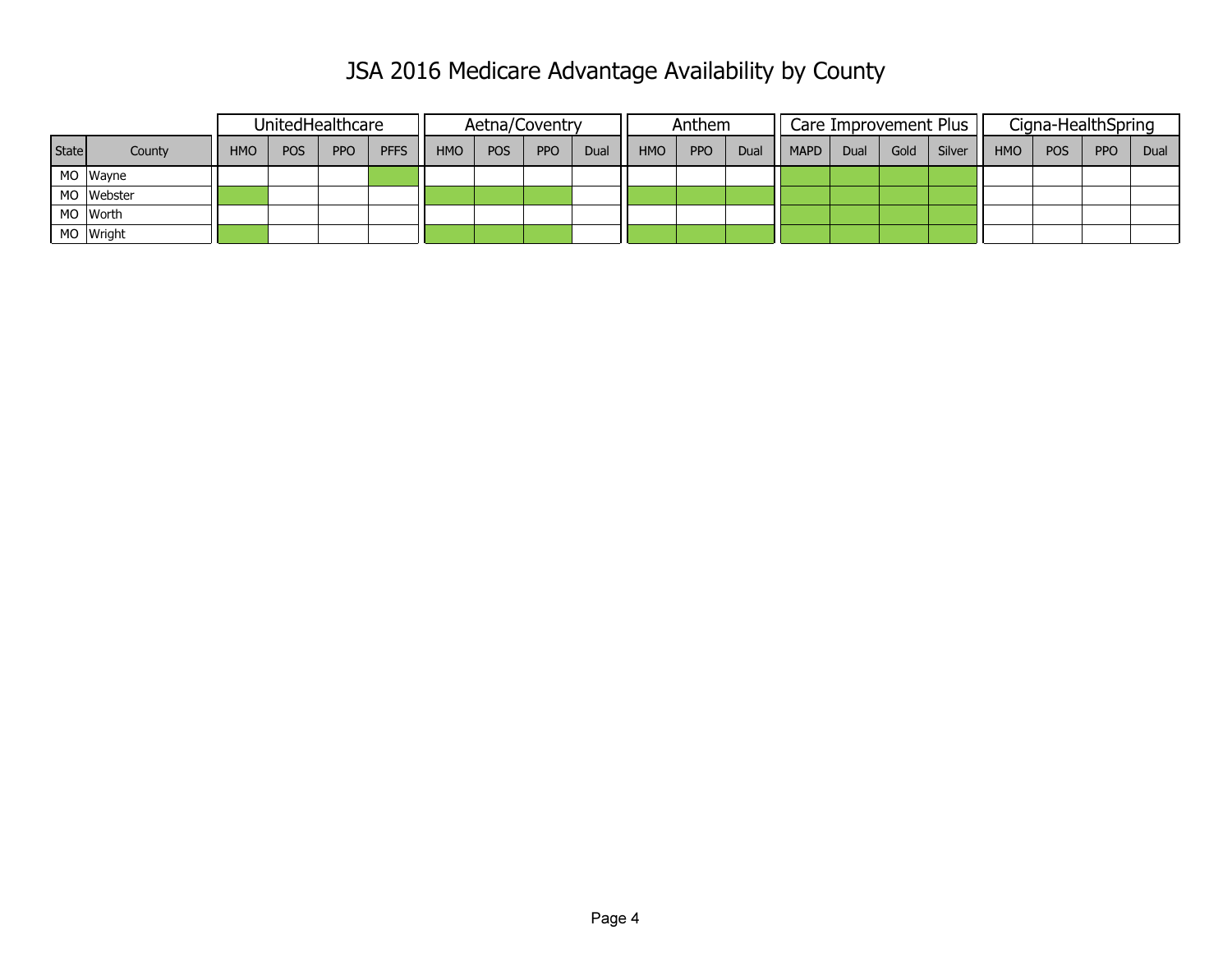# JSA 2016 Medicare Advantage Availability by County

| | | UnitedHealthcare | | | | Aetna/Coventry | | | | Anthem | | | Care Improvement Plus | | | | Cigna-HealthSpring | | | |
|---|---|---|---|---|---|---|---|---|---|---|---|---|---|---|---|---|---|---|---|---|
| State | County | HMO | POS | PPO | PFFS | HMO | POS | PPO | Dual | HMO | PPO | Dual | MAPD | Dual | Gold | Silver | HMO | POS | PPO | Dual |
| MO | Wayne | | | | ✓ | | | | | | | | ✓ | ✓ | ✓ | ✓ | | | | |
| MO | Webster | ✓ | | | | ✓ | ✓ | ✓ | | ✓ | ✓ | ✓ | ✓ | ✓ | ✓ | ✓ | | | | |
| MO | Worth | | | | | | | | | | | | ✓ | ✓ | ✓ | ✓ | | | | |
| MO | Wright | ✓ | | | | ✓ | ✓ | ✓ | | ✓ | ✓ | ✓ | ✓ | ✓ | ✓ | ✓ | | | | |